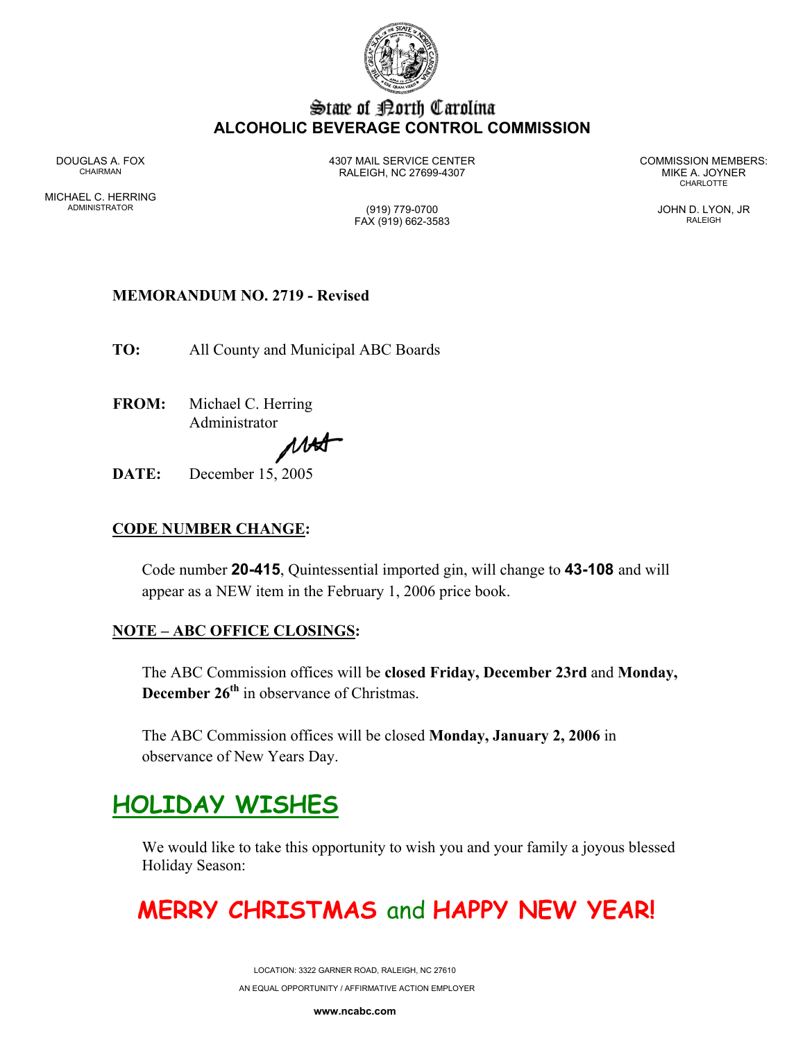# State of North Carolina
## ALCOHOLIC BEVERAGE CONTROL COMMISSION

DOUGLAS A. FOX
CHAIRMAN

MICHAEL C. HERRING
ADMINISTRATOR

4307 MAIL SERVICE CENTER
RALEIGH, NC 27699-4307

(919) 779-0700
FAX (919) 662-3583

COMMISSION MEMBERS:
MIKE A. JOYNER
CHARLOTTE

JOHN D. LYON, JR
RALEIGH

**MEMORANDUM NO. 2719 - Revised**

**TO:** All County and Municipal ABC Boards

**FROM:** Michael C. Herring
Administrator

**DATE:** December 15, 2005

## CODE NUMBER CHANGE:

Code number **20-415**, Quintessential imported gin, will change to **43-108** and will appear as a NEW item in the February 1, 2006 price book.

## NOTE – ABC OFFICE CLOSINGS:

The ABC Commission offices will be **closed Friday, December 23rd** and **Monday, December 26th** in observance of Christmas.

The ABC Commission offices will be closed **Monday, January 2, 2006** in observance of New Years Day.

## HOLIDAY WISHES

We would like to take this opportunity to wish you and your family a joyous blessed Holiday Season:

**MERRY CHRISTMAS and HAPPY NEW YEAR!**

LOCATION: 3322 GARNER ROAD, RALEIGH, NC 27610
AN EQUAL OPPORTUNITY / AFFIRMATIVE ACTION EMPLOYER
**www.ncabc.com**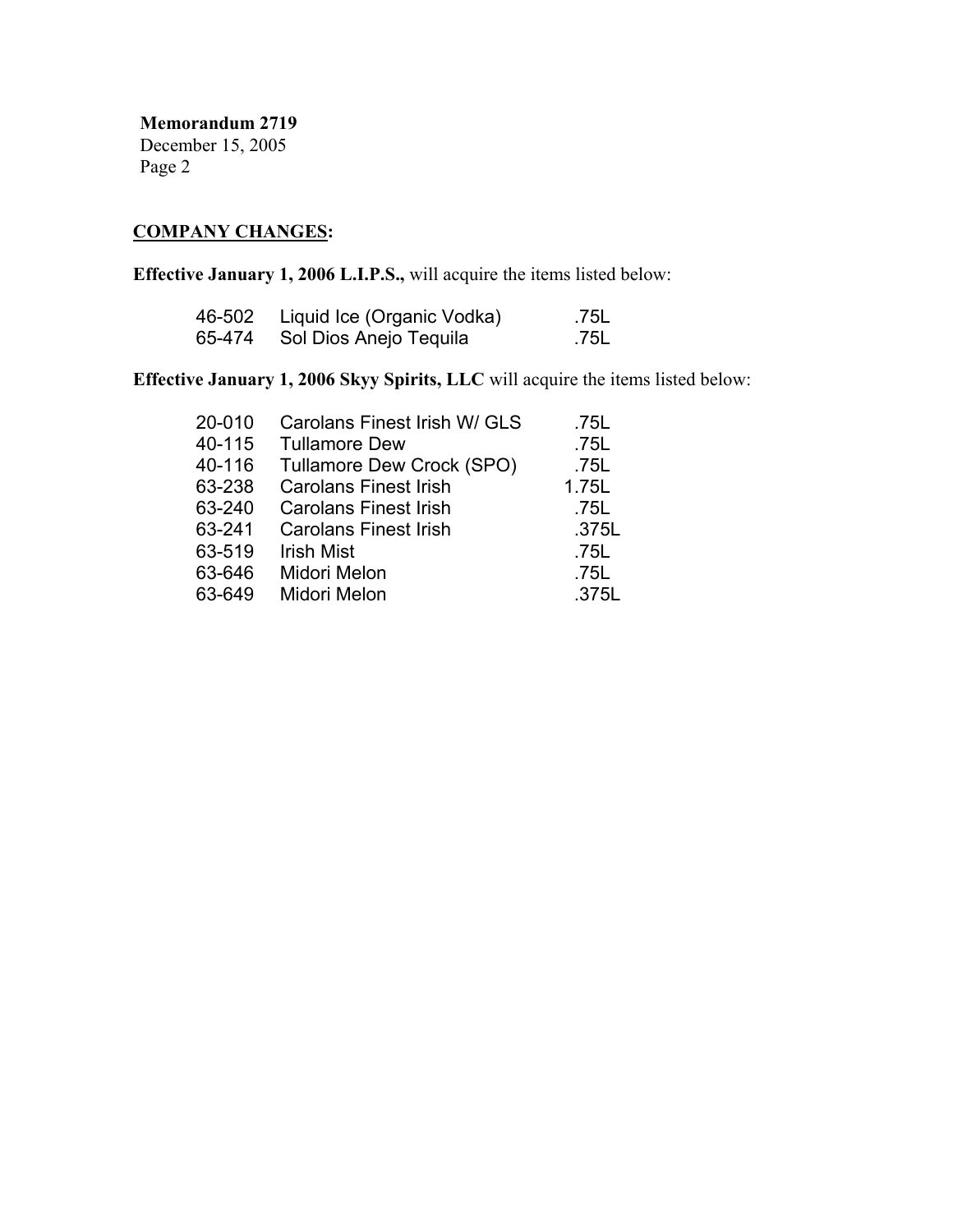**Memorandum 2719**
December 15, 2005
Page 2

## COMPANY CHANGES:

**Effective January 1, 2006 L.I.P.S.,** will acquire the items listed below:

| | | |
|---|---|---|
| 46-502 | Liquid Ice (Organic Vodka) | .75L |
| 65-474 | Sol Dios Anejo Tequila | .75L |

**Effective January 1, 2006 Skyy Spirits, LLC** will acquire the items listed below:

| | | |
|---|---|---|
| 20-010 | Carolans Finest Irish W/ GLS | .75L |
| 40-115 | Tullamore Dew | .75L |
| 40-116 | Tullamore Dew Crock (SPO) | .75L |
| 63-238 | Carolans Finest Irish | 1.75L |
| 63-240 | Carolans Finest Irish | .75L |
| 63-241 | Carolans Finest Irish | .375L |
| 63-519 | Irish Mist | .75L |
| 63-646 | Midori Melon | .75L |
| 63-649 | Midori Melon | .375L |